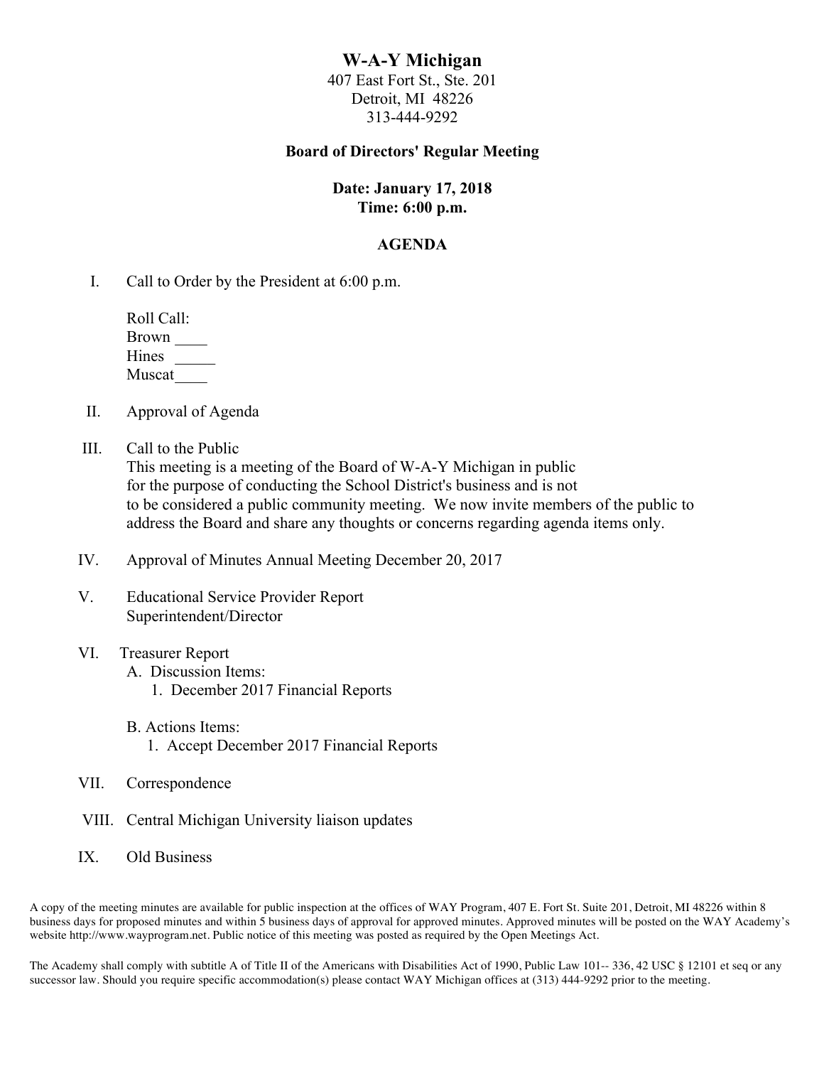# W-A-Y Michigan

407 East Fort St., Ste. 201
Detroit, MI 48226
313-444-9292

**Board of Directors' Regular Meeting**

**Date: January 17, 2018**
**Time: 6:00 p.m.**

## AGENDA

I. Call to Order by the President at 6:00 p.m.

Roll Call:
Brown ____
Hines _____
Muscat____

II. Approval of Agenda

III. Call to the Public
This meeting is a meeting of the Board of W-A-Y Michigan in public for the purpose of conducting the School District's business and is not to be considered a public community meeting. We now invite members of the public to address the Board and share any thoughts or concerns regarding agenda items only.

IV. Approval of Minutes Annual Meeting December 20, 2017

V. Educational Service Provider Report
Superintendent/Director

VI. Treasurer Report
A. Discussion Items:
1. December 2017 Financial Reports

B. Actions Items:
1. Accept December 2017 Financial Reports

VII. Correspondence

VIII. Central Michigan University liaison updates

IX. Old Business

A copy of the meeting minutes are available for public inspection at the offices of WAY Program, 407 E. Fort St. Suite 201, Detroit, MI 48226 within 8 business days for proposed minutes and within 5 business days of approval for approved minutes. Approved minutes will be posted on the WAY Academy's website http://www.wayprogram.net. Public notice of this meeting was posted as required by the Open Meetings Act.

The Academy shall comply with subtitle A of Title II of the Americans with Disabilities Act of 1990, Public Law 101-- 336, 42 USC § 12101 et seq or any successor law. Should you require specific accommodation(s) please contact WAY Michigan offices at (313) 444-9292 prior to the meeting.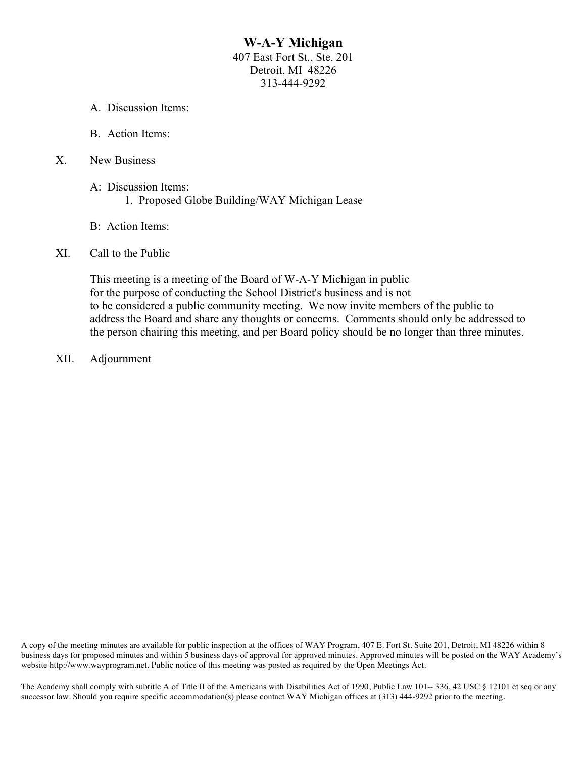**W-A-Y Michigan**
407 East Fort St., Ste. 201
Detroit, MI 48226
313-444-9292

A. Discussion Items:

B. Action Items:

X. New Business

A: Discussion Items:
1. Proposed Globe Building/WAY Michigan Lease

B: Action Items:

XI. Call to the Public

This meeting is a meeting of the Board of W-A-Y Michigan in public for the purpose of conducting the School District's business and is not to be considered a public community meeting. We now invite members of the public to address the Board and share any thoughts or concerns. Comments should only be addressed to the person chairing this meeting, and per Board policy should be no longer than three minutes.

XII. Adjournment

A copy of the meeting minutes are available for public inspection at the offices of WAY Program, 407 E. Fort St. Suite 201, Detroit, MI 48226 within 8 business days for proposed minutes and within 5 business days of approval for approved minutes. Approved minutes will be posted on the WAY Academy's website http://www.wayprogram.net. Public notice of this meeting was posted as required by the Open Meetings Act.

The Academy shall comply with subtitle A of Title II of the Americans with Disabilities Act of 1990, Public Law 101-- 336, 42 USC § 12101 et seq or any successor law. Should you require specific accommodation(s) please contact WAY Michigan offices at (313) 444-9292 prior to the meeting.